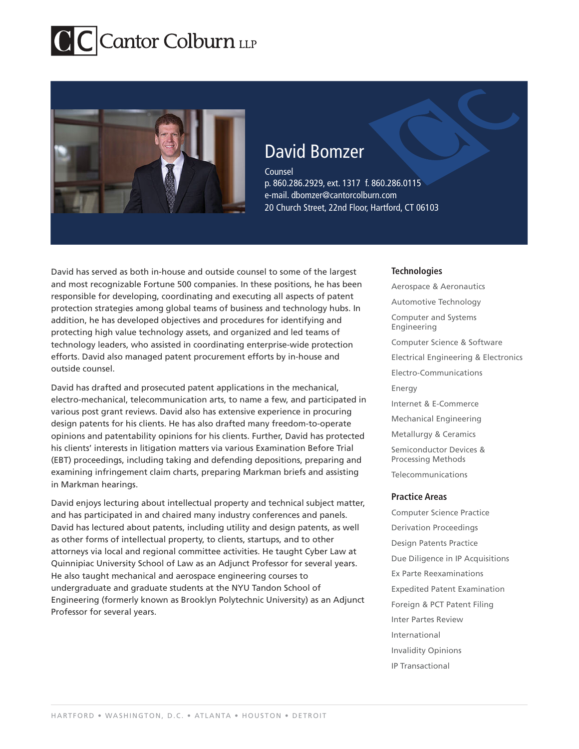Cantor Colburn LLP

# David Bomzer

Counsel
p. 860.286.2929, ext. 1317 f. 860.286.0115
e-mail. dbomzer@cantorcolburn.com
20 Church Street, 22nd Floor, Hartford, CT 06103

David has served as both in-house and outside counsel to some of the largest and most recognizable Fortune 500 companies. In these positions, he has been responsible for developing, coordinating and executing all aspects of patent protection strategies among global teams of business and technology hubs. In addition, he has developed objectives and procedures for identifying and protecting high value technology assets, and organized and led teams of technology leaders, who assisted in coordinating enterprise-wide protection efforts. David also managed patent procurement efforts by in-house and outside counsel.

David has drafted and prosecuted patent applications in the mechanical, electro-mechanical, telecommunication arts, to name a few, and participated in various post grant reviews. David also has extensive experience in procuring design patents for his clients. He has also drafted many freedom-to-operate opinions and patentability opinions for his clients. Further, David has protected his clients' interests in litigation matters via various Examination Before Trial (EBT) proceedings, including taking and defending depositions, preparing and examining infringement claim charts, preparing Markman briefs and assisting in Markman hearings.

David enjoys lecturing about intellectual property and technical subject matter, and has participated in and chaired many industry conferences and panels. David has lectured about patents, including utility and design patents, as well as other forms of intellectual property, to clients, startups, and to other attorneys via local and regional committee activities. He taught Cyber Law at Quinnipiac University School of Law as an Adjunct Professor for several years. He also taught mechanical and aerospace engineering courses to undergraduate and graduate students at the NYU Tandon School of Engineering (formerly known as Brooklyn Polytechnic University) as an Adjunct Professor for several years.

### Technologies

- Aerospace & Aeronautics
- Automotive Technology
- Computer and Systems Engineering
- Computer Science & Software
- Electrical Engineering & Electronics
- Electro-Communications
- Energy
- Internet & E-Commerce
- Mechanical Engineering
- Metallurgy & Ceramics
- Semiconductor Devices & Processing Methods
- Telecommunications

### Practice Areas

- Computer Science Practice
- Derivation Proceedings
- Design Patents Practice
- Due Diligence in IP Acquisitions
- Ex Parte Reexaminations
- Expedited Patent Examination
- Foreign & PCT Patent Filing
- Inter Partes Review
- International
- Invalidity Opinions
- IP Transactional

HARTFORD • WASHINGTON, D.C. • ATLANTA • HOUSTON • DETROIT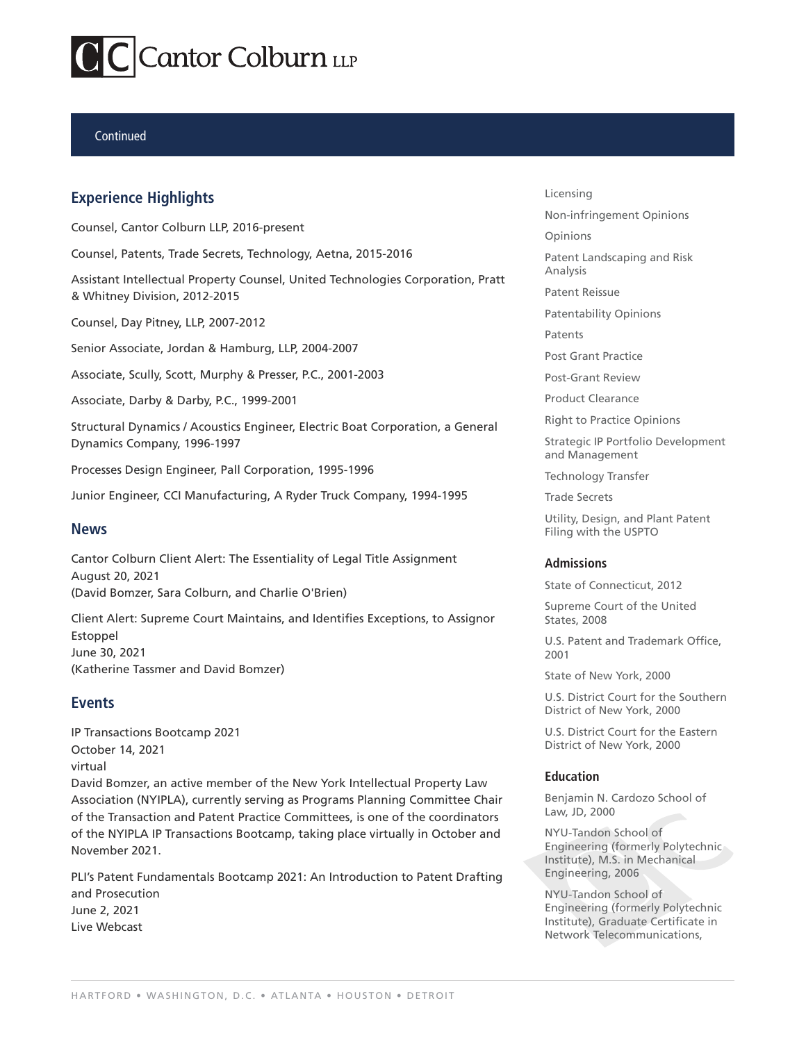Continued

## Experience Highlights

Counsel, Cantor Colburn LLP, 2016-present

Counsel, Patents, Trade Secrets, Technology, Aetna, 2015-2016

Assistant Intellectual Property Counsel, United Technologies Corporation, Pratt & Whitney Division, 2012-2015

Counsel, Day Pitney, LLP, 2007-2012

Senior Associate, Jordan & Hamburg, LLP, 2004-2007

Associate, Scully, Scott, Murphy & Presser, P.C., 2001-2003

Associate, Darby & Darby, P.C., 1999-2001

Structural Dynamics / Acoustics Engineer, Electric Boat Corporation, a General Dynamics Company, 1996-1997

Processes Design Engineer, Pall Corporation, 1995-1996

Junior Engineer, CCI Manufacturing, A Ryder Truck Company, 1994-1995

## News

Cantor Colburn Client Alert: The Essentiality of Legal Title Assignment
August 20, 2021
(David Bomzer, Sara Colburn, and Charlie O'Brien)

Client Alert: Supreme Court Maintains, and Identifies Exceptions, to Assignor Estoppel
June 30, 2021
(Katherine Tassmer and David Bomzer)

## Events

IP Transactions Bootcamp 2021
October 14, 2021
virtual
David Bomzer, an active member of the New York Intellectual Property Law Association (NYIPLA), currently serving as Programs Planning Committee Chair of the Transaction and Patent Practice Committees, is one of the coordinators of the NYIPLA IP Transactions Bootcamp, taking place virtually in October and November 2021.

PLI's Patent Fundamentals Bootcamp 2021: An Introduction to Patent Drafting and Prosecution
June 2, 2021
Live Webcast

Licensing

Non-infringement Opinions

Opinions

Patent Landscaping and Risk Analysis

Patent Reissue

Patentability Opinions

Patents

Post Grant Practice

Post-Grant Review

Product Clearance

Right to Practice Opinions

Strategic IP Portfolio Development and Management

Technology Transfer

Trade Secrets

Utility, Design, and Plant Patent Filing with the USPTO

### Admissions

State of Connecticut, 2012

Supreme Court of the United States, 2008

U.S. Patent and Trademark Office, 2001

State of New York, 2000

U.S. District Court for the Southern District of New York, 2000

U.S. District Court for the Eastern District of New York, 2000

### Education

Benjamin N. Cardozo School of Law, JD, 2000

NYU-Tandon School of Engineering (formerly Polytechnic Institute), M.S. in Mechanical Engineering, 2006

NYU-Tandon School of Engineering (formerly Polytechnic Institute), Graduate Certificate in Network Telecommunications,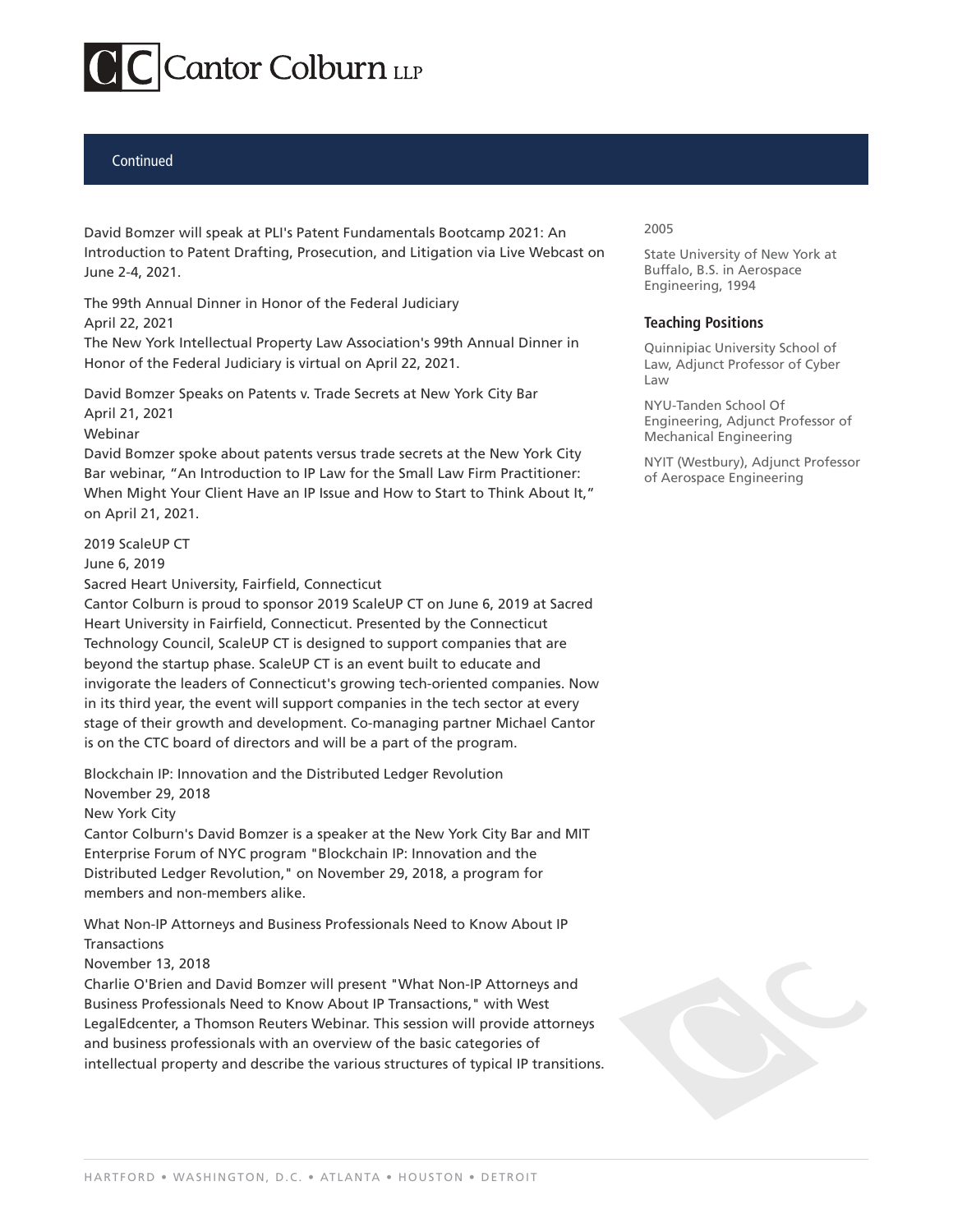Continued

David Bomzer will speak at PLI's Patent Fundamentals Bootcamp 2021: An Introduction to Patent Drafting, Prosecution, and Litigation via Live Webcast on June 2-4, 2021.

The 99th Annual Dinner in Honor of the Federal Judiciary
April 22, 2021
The New York Intellectual Property Law Association's 99th Annual Dinner in Honor of the Federal Judiciary is virtual on April 22, 2021.

David Bomzer Speaks on Patents v. Trade Secrets at New York City Bar
April 21, 2021
Webinar
David Bomzer spoke about patents versus trade secrets at the New York City Bar webinar, “An Introduction to IP Law for the Small Law Firm Practitioner: When Might Your Client Have an IP Issue and How to Start to Think About It,” on April 21, 2021.

2019 ScaleUP CT
June 6, 2019
Sacred Heart University, Fairfield, Connecticut
Cantor Colburn is proud to sponsor 2019 ScaleUP CT on June 6, 2019 at Sacred Heart University in Fairfield, Connecticut. Presented by the Connecticut Technology Council, ScaleUP CT is designed to support companies that are beyond the startup phase. ScaleUP CT is an event built to educate and invigorate the leaders of Connecticut's growing tech-oriented companies. Now in its third year, the event will support companies in the tech sector at every stage of their growth and development. Co-managing partner Michael Cantor is on the CTC board of directors and will be a part of the program.

Blockchain IP: Innovation and the Distributed Ledger Revolution
November 29, 2018
New York City
Cantor Colburn's David Bomzer is a speaker at the New York City Bar and MIT Enterprise Forum of NYC program "Blockchain IP: Innovation and the Distributed Ledger Revolution," on November 29, 2018, a program for members and non-members alike.

What Non-IP Attorneys and Business Professionals Need to Know About IP Transactions
November 13, 2018
Charlie O'Brien and David Bomzer will present "What Non-IP Attorneys and Business Professionals Need to Know About IP Transactions," with West LegalEdcenter, a Thomson Reuters Webinar. This session will provide attorneys and business professionals with an overview of the basic categories of intellectual property and describe the various structures of typical IP transitions.

2005

State University of New York at Buffalo, B.S. in Aerospace Engineering, 1994

### Teaching Positions

Quinnipiac University School of Law, Adjunct Professor of Cyber Law

NYU-Tanden School Of Engineering, Adjunct Professor of Mechanical Engineering

NYIT (Westbury), Adjunct Professor of Aerospace Engineering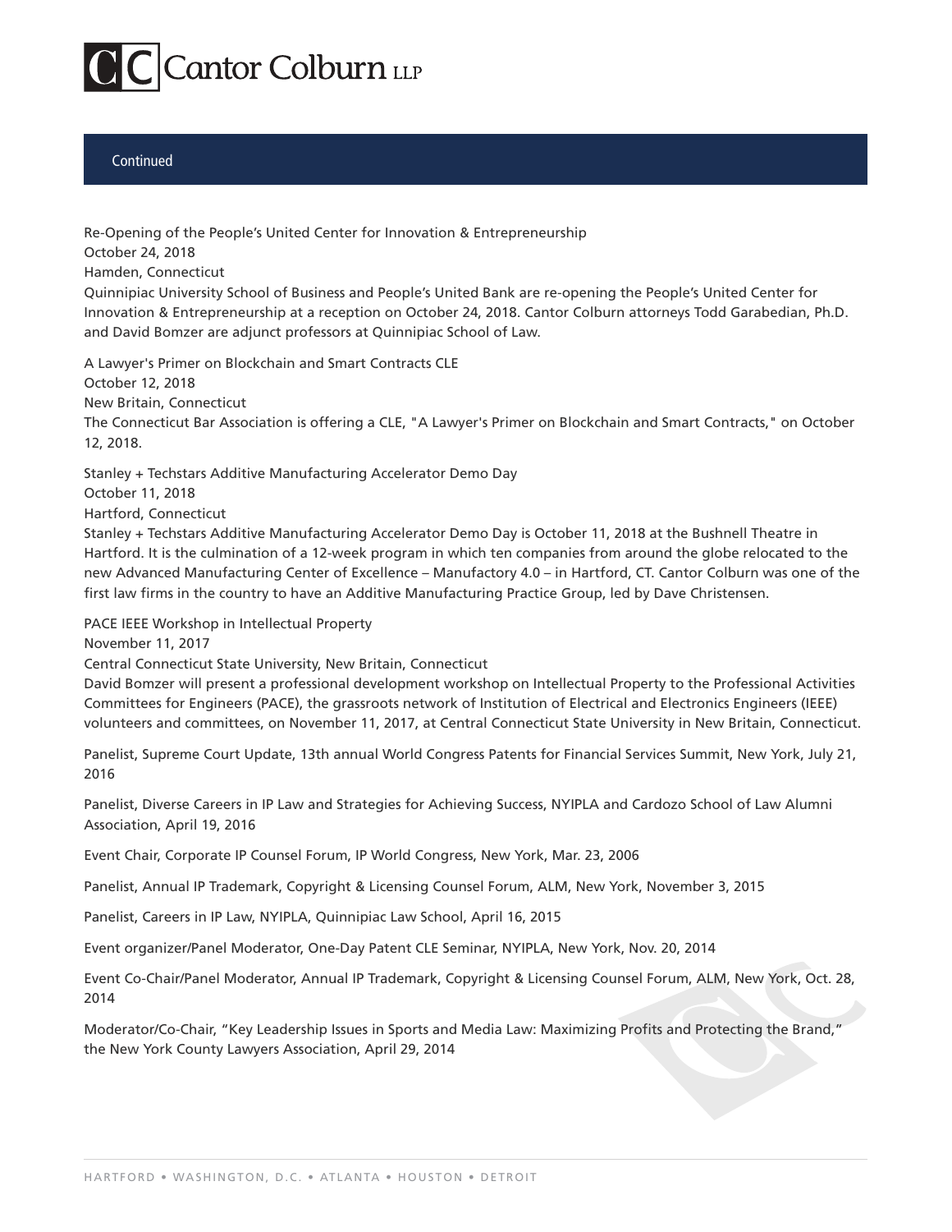Continued

Re-Opening of the People's United Center for Innovation & Entrepreneurship
October 24, 2018
Hamden, Connecticut
Quinnipiac University School of Business and People's United Bank are re-opening the People's United Center for Innovation & Entrepreneurship at a reception on October 24, 2018. Cantor Colburn attorneys Todd Garabedian, Ph.D. and David Bomzer are adjunct professors at Quinnipiac School of Law.

A Lawyer's Primer on Blockchain and Smart Contracts CLE
October 12, 2018
New Britain, Connecticut
The Connecticut Bar Association is offering a CLE, "A Lawyer's Primer on Blockchain and Smart Contracts," on October 12, 2018.

Stanley + Techstars Additive Manufacturing Accelerator Demo Day
October 11, 2018
Hartford, Connecticut
Stanley + Techstars Additive Manufacturing Accelerator Demo Day is October 11, 2018 at the Bushnell Theatre in Hartford. It is the culmination of a 12-week program in which ten companies from around the globe relocated to the new Advanced Manufacturing Center of Excellence – Manufactory 4.0 – in Hartford, CT. Cantor Colburn was one of the first law firms in the country to have an Additive Manufacturing Practice Group, led by Dave Christensen.

PACE IEEE Workshop in Intellectual Property
November 11, 2017
Central Connecticut State University, New Britain, Connecticut
David Bomzer will present a professional development workshop on Intellectual Property to the Professional Activities Committees for Engineers (PACE), the grassroots network of Institution of Electrical and Electronics Engineers (IEEE) volunteers and committees, on November 11, 2017, at Central Connecticut State University in New Britain, Connecticut.

Panelist, Supreme Court Update, 13th annual World Congress Patents for Financial Services Summit, New York, July 21, 2016

Panelist, Diverse Careers in IP Law and Strategies for Achieving Success, NYIPLA and Cardozo School of Law Alumni Association, April 19, 2016

Event Chair, Corporate IP Counsel Forum, IP World Congress, New York, Mar. 23, 2006

Panelist, Annual IP Trademark, Copyright & Licensing Counsel Forum, ALM, New York, November 3, 2015

Panelist, Careers in IP Law, NYIPLA, Quinnipiac Law School, April 16, 2015

Event organizer/Panel Moderator, One-Day Patent CLE Seminar, NYIPLA, New York, Nov. 20, 2014

Event Co-Chair/Panel Moderator, Annual IP Trademark, Copyright & Licensing Counsel Forum, ALM, New York, Oct. 28, 2014

Moderator/Co-Chair, "Key Leadership Issues in Sports and Media Law: Maximizing Profits and Protecting the Brand," the New York County Lawyers Association, April 29, 2014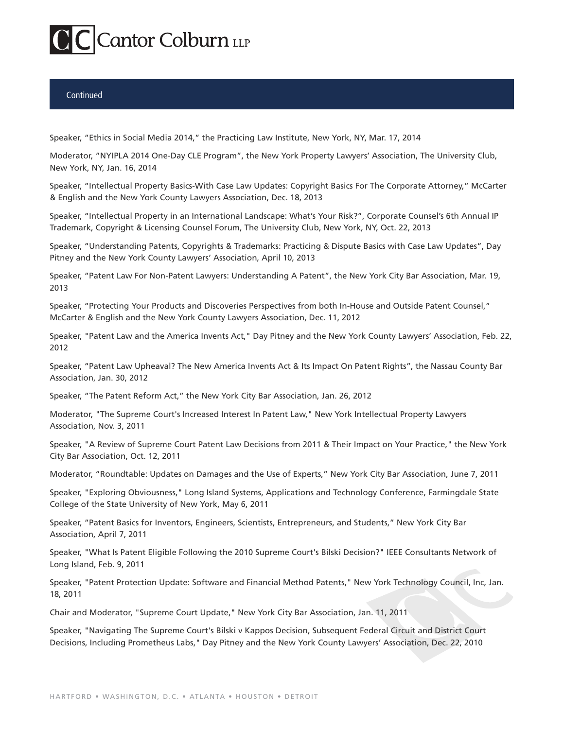Continued

Speaker, “Ethics in Social Media 2014,” the Practicing Law Institute, New York, NY, Mar. 17, 2014

Moderator, “NYIPLA 2014 One-Day CLE Program”, the New York Property Lawyers’ Association, The University Club, New York, NY, Jan. 16, 2014

Speaker, “Intellectual Property Basics-With Case Law Updates: Copyright Basics For The Corporate Attorney,” McCarter & English and the New York County Lawyers Association, Dec. 18, 2013

Speaker, “Intellectual Property in an International Landscape: What’s Your Risk?”, Corporate Counsel’s 6th Annual IP Trademark, Copyright & Licensing Counsel Forum, The University Club, New York, NY, Oct. 22, 2013

Speaker, “Understanding Patents, Copyrights & Trademarks: Practicing & Dispute Basics with Case Law Updates”, Day Pitney and the New York County Lawyers’ Association, April 10, 2013

Speaker, “Patent Law For Non-Patent Lawyers: Understanding A Patent”, the New York City Bar Association, Mar. 19, 2013

Speaker, “Protecting Your Products and Discoveries Perspectives from both In-House and Outside Patent Counsel,” McCarter & English and the New York County Lawyers Association, Dec. 11, 2012

Speaker, "Patent Law and the America Invents Act," Day Pitney and the New York County Lawyers’ Association, Feb. 22, 2012

Speaker, “Patent Law Upheaval? The New America Invents Act & Its Impact On Patent Rights”, the Nassau County Bar Association, Jan. 30, 2012

Speaker, “The Patent Reform Act,” the New York City Bar Association, Jan. 26, 2012

Moderator, "The Supreme Court's Increased Interest In Patent Law," New York Intellectual Property Lawyers Association, Nov. 3, 2011

Speaker, "A Review of Supreme Court Patent Law Decisions from 2011 & Their Impact on Your Practice," the New York City Bar Association, Oct. 12, 2011

Moderator, “Roundtable: Updates on Damages and the Use of Experts,” New York City Bar Association, June 7, 2011

Speaker, "Exploring Obviousness," Long Island Systems, Applications and Technology Conference, Farmingdale State College of the State University of New York, May 6, 2011

Speaker, “Patent Basics for Inventors, Engineers, Scientists, Entrepreneurs, and Students,” New York City Bar Association, April 7, 2011

Speaker, "What Is Patent Eligible Following the 2010 Supreme Court's Bilski Decision?" IEEE Consultants Network of Long Island, Feb. 9, 2011

Speaker, "Patent Protection Update: Software and Financial Method Patents," New York Technology Council, Inc, Jan. 18, 2011

Chair and Moderator, "Supreme Court Update," New York City Bar Association, Jan. 11, 2011

Speaker, "Navigating The Supreme Court's Bilski v Kappos Decision, Subsequent Federal Circuit and District Court Decisions, Including Prometheus Labs," Day Pitney and the New York County Lawyers’ Association, Dec. 22, 2010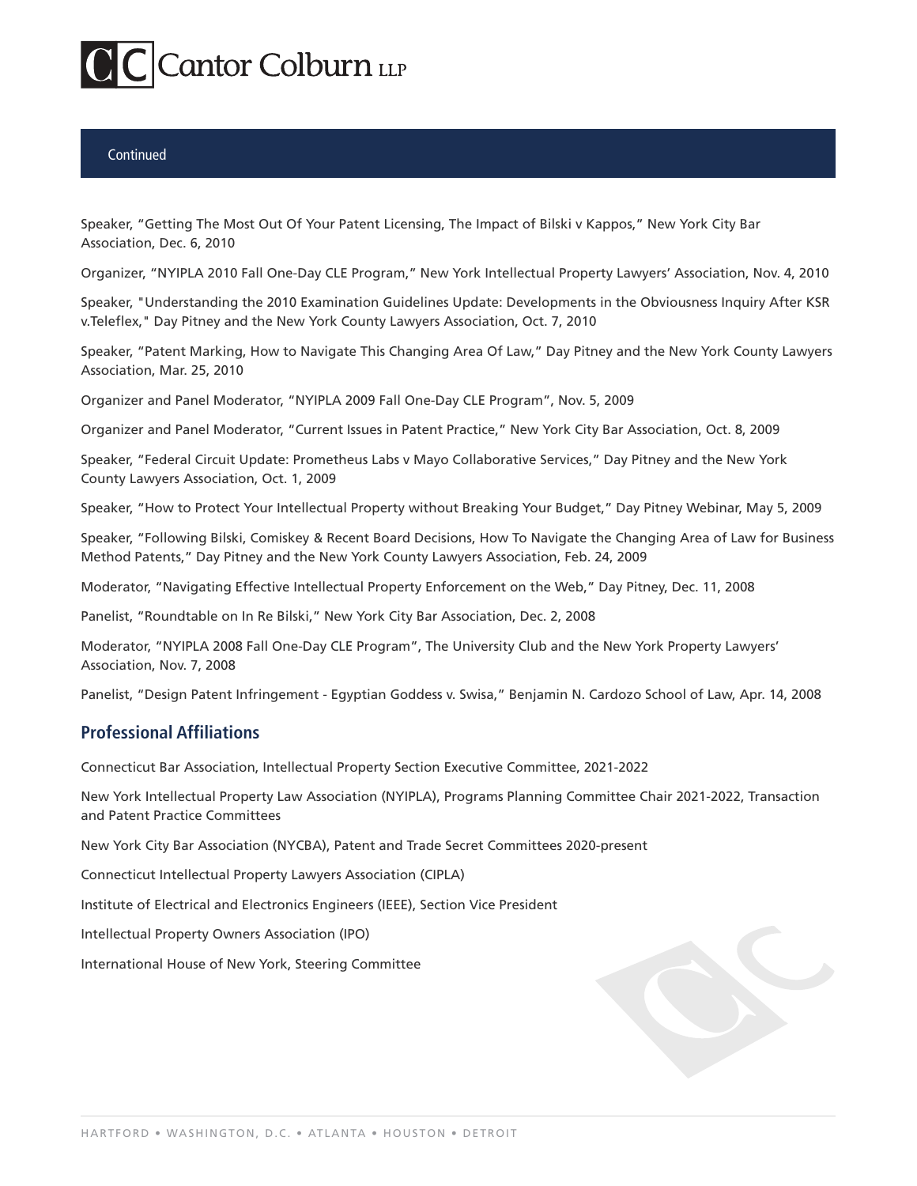Continued

Speaker, “Getting The Most Out Of Your Patent Licensing, The Impact of Bilski v Kappos,” New York City Bar Association, Dec. 6, 2010

Organizer, “NYIPLA 2010 Fall One-Day CLE Program,” New York Intellectual Property Lawyers’ Association, Nov. 4, 2010

Speaker, "Understanding the 2010 Examination Guidelines Update: Developments in the Obviousness Inquiry After KSR v.Teleflex," Day Pitney and the New York County Lawyers Association, Oct. 7, 2010

Speaker, “Patent Marking, How to Navigate This Changing Area Of Law,” Day Pitney and the New York County Lawyers Association, Mar. 25, 2010

Organizer and Panel Moderator, “NYIPLA 2009 Fall One-Day CLE Program”, Nov. 5, 2009

Organizer and Panel Moderator, “Current Issues in Patent Practice,” New York City Bar Association, Oct. 8, 2009

Speaker, “Federal Circuit Update: Prometheus Labs v Mayo Collaborative Services,” Day Pitney and the New York County Lawyers Association, Oct. 1, 2009

Speaker, “How to Protect Your Intellectual Property without Breaking Your Budget,” Day Pitney Webinar, May 5, 2009

Speaker, “Following Bilski, Comiskey & Recent Board Decisions, How To Navigate the Changing Area of Law for Business Method Patents,” Day Pitney and the New York County Lawyers Association, Feb. 24, 2009

Moderator, “Navigating Effective Intellectual Property Enforcement on the Web,” Day Pitney, Dec. 11, 2008

Panelist, “Roundtable on In Re Bilski,” New York City Bar Association, Dec. 2, 2008

Moderator, “NYIPLA 2008 Fall One-Day CLE Program”, The University Club and the New York Property Lawyers’ Association, Nov. 7, 2008

Panelist, “Design Patent Infringement - Egyptian Goddess v. Swisa,” Benjamin N. Cardozo School of Law, Apr. 14, 2008

## Professional Affiliations

Connecticut Bar Association, Intellectual Property Section Executive Committee, 2021-2022

New York Intellectual Property Law Association (NYIPLA), Programs Planning Committee Chair 2021-2022, Transaction and Patent Practice Committees

New York City Bar Association (NYCBA), Patent and Trade Secret Committees 2020-present

Connecticut Intellectual Property Lawyers Association (CIPLA)

Institute of Electrical and Electronics Engineers (IEEE), Section Vice President

Intellectual Property Owners Association (IPO)

International House of New York, Steering Committee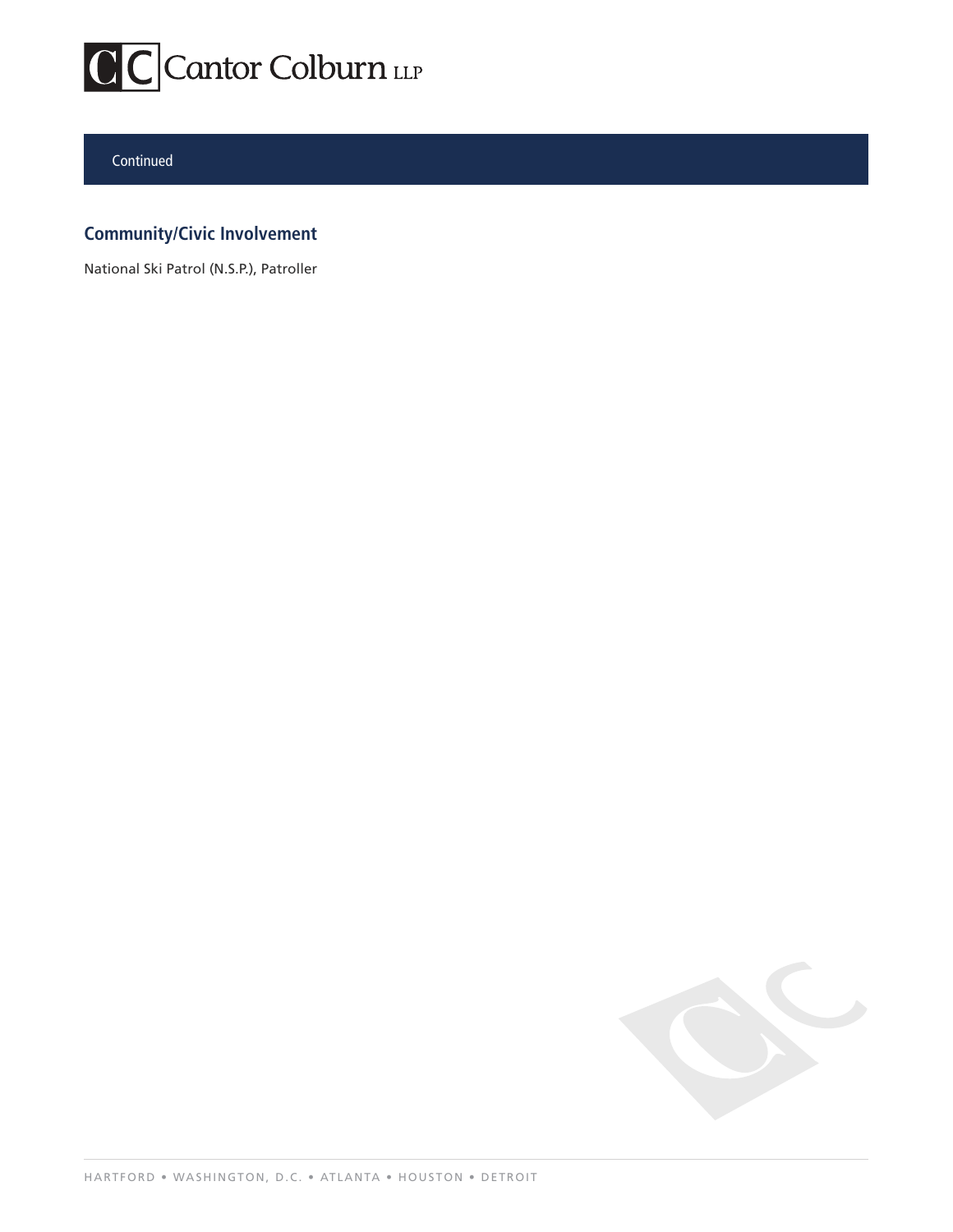Continued

## Community/Civic Involvement

National Ski Patrol (N.S.P.), Patroller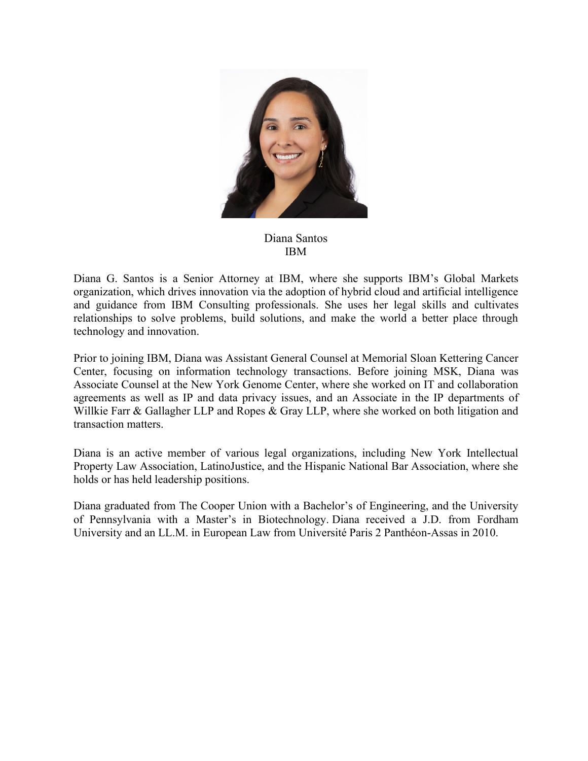Diana Santos
IBM

Diana G. Santos is a Senior Attorney at IBM, where she supports IBM's Global Markets organization, which drives innovation via the adoption of hybrid cloud and artificial intelligence and guidance from IBM Consulting professionals. She uses her legal skills and cultivates relationships to solve problems, build solutions, and make the world a better place through technology and innovation.

Prior to joining IBM, Diana was Assistant General Counsel at Memorial Sloan Kettering Cancer Center, focusing on information technology transactions. Before joining MSK, Diana was Associate Counsel at the New York Genome Center, where she worked on IT and collaboration agreements as well as IP and data privacy issues, and an Associate in the IP departments of Willkie Farr & Gallagher LLP and Ropes & Gray LLP, where she worked on both litigation and transaction matters.

Diana is an active member of various legal organizations, including New York Intellectual Property Law Association, LatinoJustice, and the Hispanic National Bar Association, where she holds or has held leadership positions.

Diana graduated from The Cooper Union with a Bachelor's of Engineering, and the University of Pennsylvania with a Master's in Biotechnology. Diana received a J.D. from Fordham University and an LL.M. in European Law from Université Paris 2 Panthéon-Assas in 2010.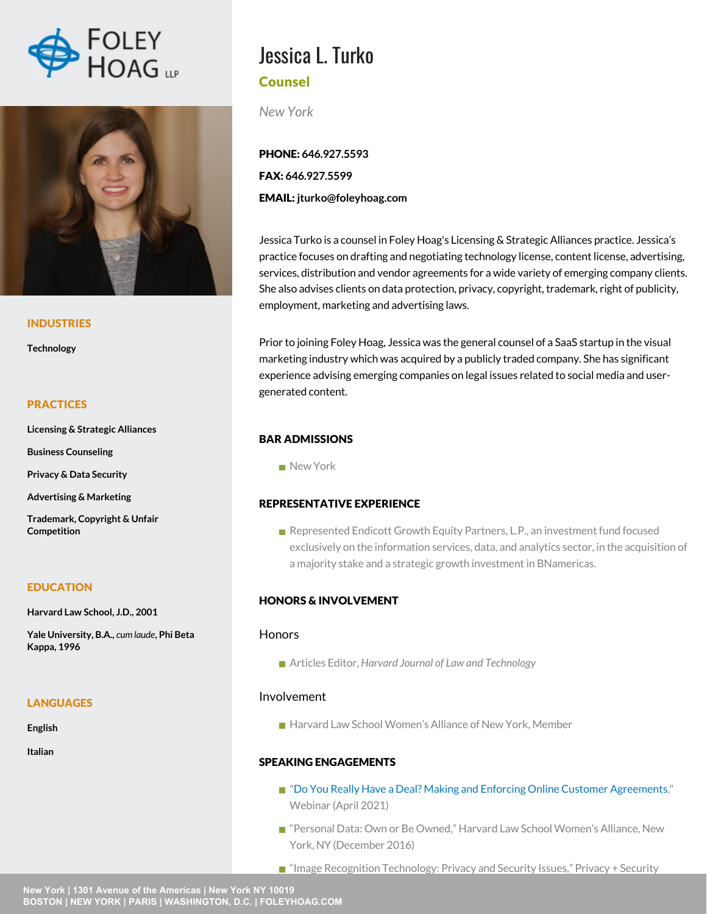# Jessica L. Turko

## Counsel

*New York*

**PHONE:** 646.927.5593

**FAX:** 646.927.5599

**EMAIL:** jturko@foleyhoag.com

Jessica Turko is a counsel in Foley Hoag's Licensing & Strategic Alliances practice. Jessica's practice focuses on drafting and negotiating technology license, content license, advertising, services, distribution and vendor agreements for a wide variety of emerging company clients. She also advises clients on data protection, privacy, copyright, trademark, right of publicity, employment, marketing and advertising laws.

Prior to joining Foley Hoag, Jessica was the general counsel of a SaaS startup in the visual marketing industry which was acquired by a publicly traded company. She has significant experience advising emerging companies on legal issues related to social media and user-generated content.

### INDUSTRIES

Technology

### PRACTICES

- Licensing & Strategic Alliances
- Business Counseling
- Privacy & Data Security
- Advertising & Marketing
- Trademark, Copyright & Unfair Competition

### EDUCATION

**Harvard Law School, J.D., 2001**

**Yale University, B.A.,** *cum laude*, **Phi Beta Kappa, 1996**

### LANGUAGES

- English
- Italian

### BAR ADMISSIONS

- New York

### REPRESENTATIVE EXPERIENCE

- Represented Endicott Growth Equity Partners, L.P., an investment fund focused exclusively on the information services, data, and analytics sector, in the acquisition of a majority stake and a strategic growth investment in BNamericas.

### HONORS & INVOLVEMENT

#### Honors

- Articles Editor, *Harvard Journal of Law and Technology*

#### Involvement

- Harvard Law School Women's Alliance of New York, Member

### SPEAKING ENGAGEMENTS

- "Do You Really Have a Deal? Making and Enforcing Online Customer Agreements," Webinar (April 2021)
- "Personal Data: Own or Be Owned," Harvard Law School Women's Alliance, New York, NY (December 2016)
- "Image Recognition Technology: Privacy and Security Issues," Privacy + Security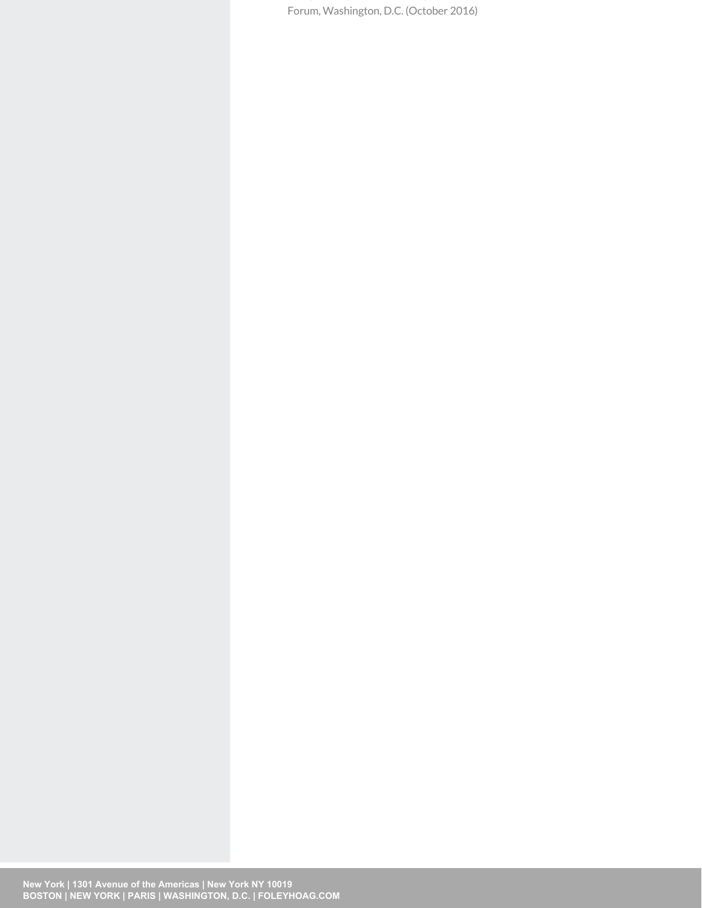Forum, Washington, D.C. (October 2016)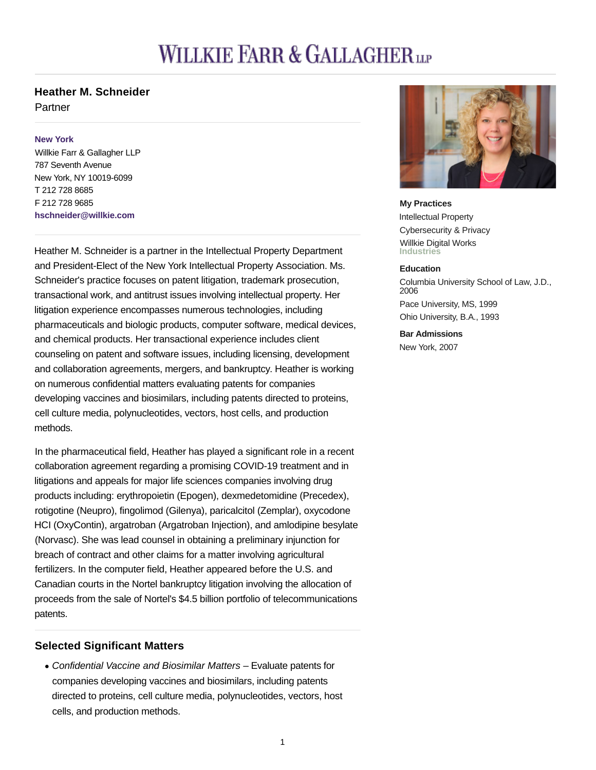# WILLKIE FARR & GALLAGHER LLP

## Heather M. Schneider

Partner

**New York**
Willkie Farr & Gallagher LLP
787 Seventh Avenue
New York, NY 10019-6099
T 212 728 8685
F 212 728 9685
**hschneider@willkie.com**

**My Practices**

Intellectual Property
Cybersecurity & Privacy
Willkie Digital Works

**Industries**

**Education**

Columbia University School of Law, J.D., 2006
Pace University, MS, 1999
Ohio University, B.A., 1993

**Bar Admissions**

New York, 2007

Heather M. Schneider is a partner in the Intellectual Property Department and President-Elect of the New York Intellectual Property Association. Ms. Schneider's practice focuses on patent litigation, trademark prosecution, transactional work, and antitrust issues involving intellectual property. Her litigation experience encompasses numerous technologies, including pharmaceuticals and biologic products, computer software, medical devices, and chemical products. Her transactional experience includes client counseling on patent and software issues, including licensing, development and collaboration agreements, mergers, and bankruptcy. Heather is working on numerous confidential matters evaluating patents for companies developing vaccines and biosimilars, including patents directed to proteins, cell culture media, polynucleotides, vectors, host cells, and production methods.

In the pharmaceutical field, Heather has played a significant role in a recent collaboration agreement regarding a promising COVID-19 treatment and in litigations and appeals for major life sciences companies involving drug products including: erythropoietin (Epogen), dexmedetomidine (Precedex), rotigotine (Neupro), fingolimod (Gilenya), paricalcitol (Zemplar), oxycodone HCI (OxyContin), argatroban (Argatroban Injection), and amlodipine besylate (Norvasc). She was lead counsel in obtaining a preliminary injunction for breach of contract and other claims for a matter involving agricultural fertilizers. In the computer field, Heather appeared before the U.S. and Canadian courts in the Nortel bankruptcy litigation involving the allocation of proceeds from the sale of Nortel's $4.5 billion portfolio of telecommunications patents.

### Selected Significant Matters

- *Confidential Vaccine and Biosimilar Matters* – Evaluate patents for companies developing vaccines and biosimilars, including patents directed to proteins, cell culture media, polynucleotides, vectors, host cells, and production methods.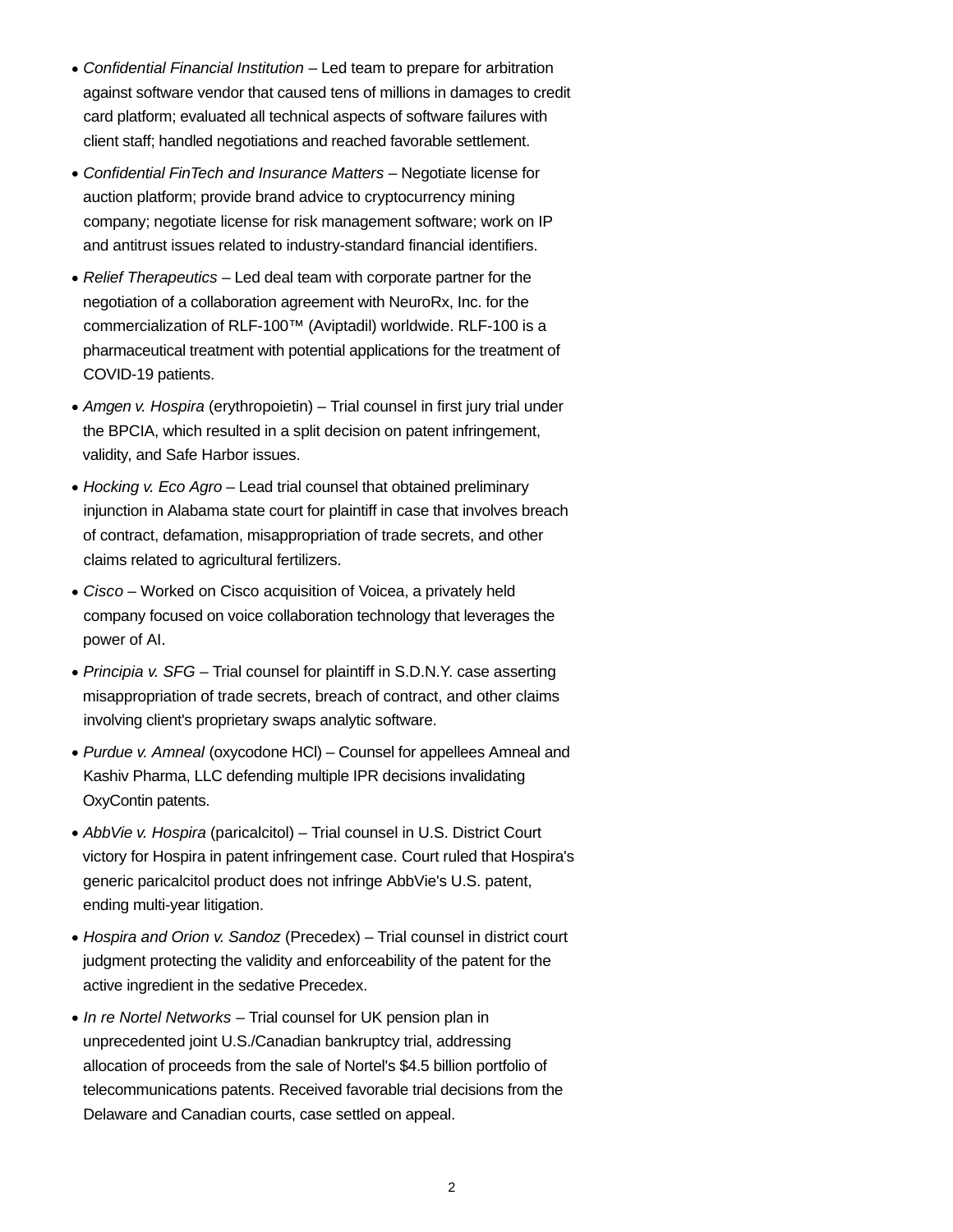- *Confidential Financial Institution* – Led team to prepare for arbitration against software vendor that caused tens of millions in damages to credit card platform; evaluated all technical aspects of software failures with client staff; handled negotiations and reached favorable settlement.
- *Confidential FinTech and Insurance Matters* – Negotiate license for auction platform; provide brand advice to cryptocurrency mining company; negotiate license for risk management software; work on IP and antitrust issues related to industry-standard financial identifiers.
- *Relief Therapeutics* – Led deal team with corporate partner for the negotiation of a collaboration agreement with NeuroRx, Inc. for the commercialization of RLF-100™ (Aviptadil) worldwide. RLF-100 is a pharmaceutical treatment with potential applications for the treatment of COVID-19 patients.
- *Amgen v. Hospira* (erythropoietin) – Trial counsel in first jury trial under the BPCIA, which resulted in a split decision on patent infringement, validity, and Safe Harbor issues.
- *Hocking v. Eco Agro* – Lead trial counsel that obtained preliminary injunction in Alabama state court for plaintiff in case that involves breach of contract, defamation, misappropriation of trade secrets, and other claims related to agricultural fertilizers.
- *Cisco* – Worked on Cisco acquisition of Voicea, a privately held company focused on voice collaboration technology that leverages the power of AI.
- *Principia v. SFG* – Trial counsel for plaintiff in S.D.N.Y. case asserting misappropriation of trade secrets, breach of contract, and other claims involving client's proprietary swaps analytic software.
- *Purdue v. Amneal* (oxycodone HCl) – Counsel for appellees Amneal and Kashiv Pharma, LLC defending multiple IPR decisions invalidating OxyContin patents.
- *AbbVie v. Hospira* (paricalcitol) – Trial counsel in U.S. District Court victory for Hospira in patent infringement case. Court ruled that Hospira's generic paricalcitol product does not infringe AbbVie's U.S. patent, ending multi-year litigation.
- *Hospira and Orion v. Sandoz* (Precedex) – Trial counsel in district court judgment protecting the validity and enforceability of the patent for the active ingredient in the sedative Precedex.
- *In re Nortel Networks* – Trial counsel for UK pension plan in unprecedented joint U.S./Canadian bankruptcy trial, addressing allocation of proceeds from the sale of Nortel's $4.5 billion portfolio of telecommunications patents. Received favorable trial decisions from the Delaware and Canadian courts, case settled on appeal.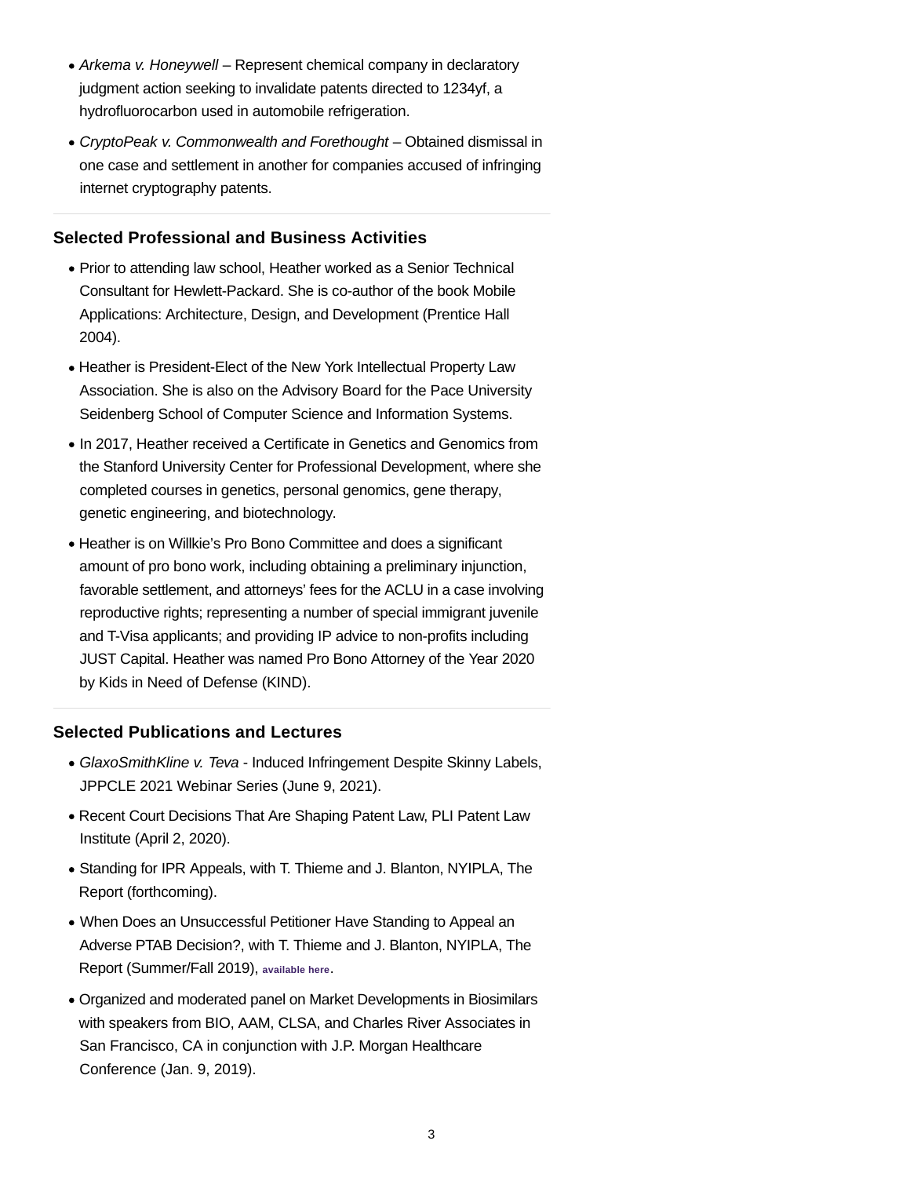- *Arkema v. Honeywell* – Represent chemical company in declaratory judgment action seeking to invalidate patents directed to 1234yf, a hydrofluorocarbon used in automobile refrigeration.
- *CryptoPeak v. Commonwealth and Forethought* – Obtained dismissal in one case and settlement in another for companies accused of infringing internet cryptography patents.

## Selected Professional and Business Activities

- Prior to attending law school, Heather worked as a Senior Technical Consultant for Hewlett-Packard. She is co-author of the book Mobile Applications: Architecture, Design, and Development (Prentice Hall 2004).
- Heather is President-Elect of the New York Intellectual Property Law Association. She is also on the Advisory Board for the Pace University Seidenberg School of Computer Science and Information Systems.
- In 2017, Heather received a Certificate in Genetics and Genomics from the Stanford University Center for Professional Development, where she completed courses in genetics, personal genomics, gene therapy, genetic engineering, and biotechnology.
- Heather is on Willkie's Pro Bono Committee and does a significant amount of pro bono work, including obtaining a preliminary injunction, favorable settlement, and attorneys' fees for the ACLU in a case involving reproductive rights; representing a number of special immigrant juvenile and T-Visa applicants; and providing IP advice to non-profits including JUST Capital. Heather was named Pro Bono Attorney of the Year 2020 by Kids in Need of Defense (KIND).

## Selected Publications and Lectures

- *GlaxoSmithKline v. Teva* - Induced Infringement Despite Skinny Labels, JPPCLE 2021 Webinar Series (June 9, 2021).
- Recent Court Decisions That Are Shaping Patent Law, PLI Patent Law Institute (April 2, 2020).
- Standing for IPR Appeals, with T. Thieme and J. Blanton, NYIPLA, The Report (forthcoming).
- When Does an Unsuccessful Petitioner Have Standing to Appeal an Adverse PTAB Decision?, with T. Thieme and J. Blanton, NYIPLA, The Report (Summer/Fall 2019), available here.
- Organized and moderated panel on Market Developments in Biosimilars with speakers from BIO, AAM, CLSA, and Charles River Associates in San Francisco, CA in conjunction with J.P. Morgan Healthcare Conference (Jan. 9, 2019).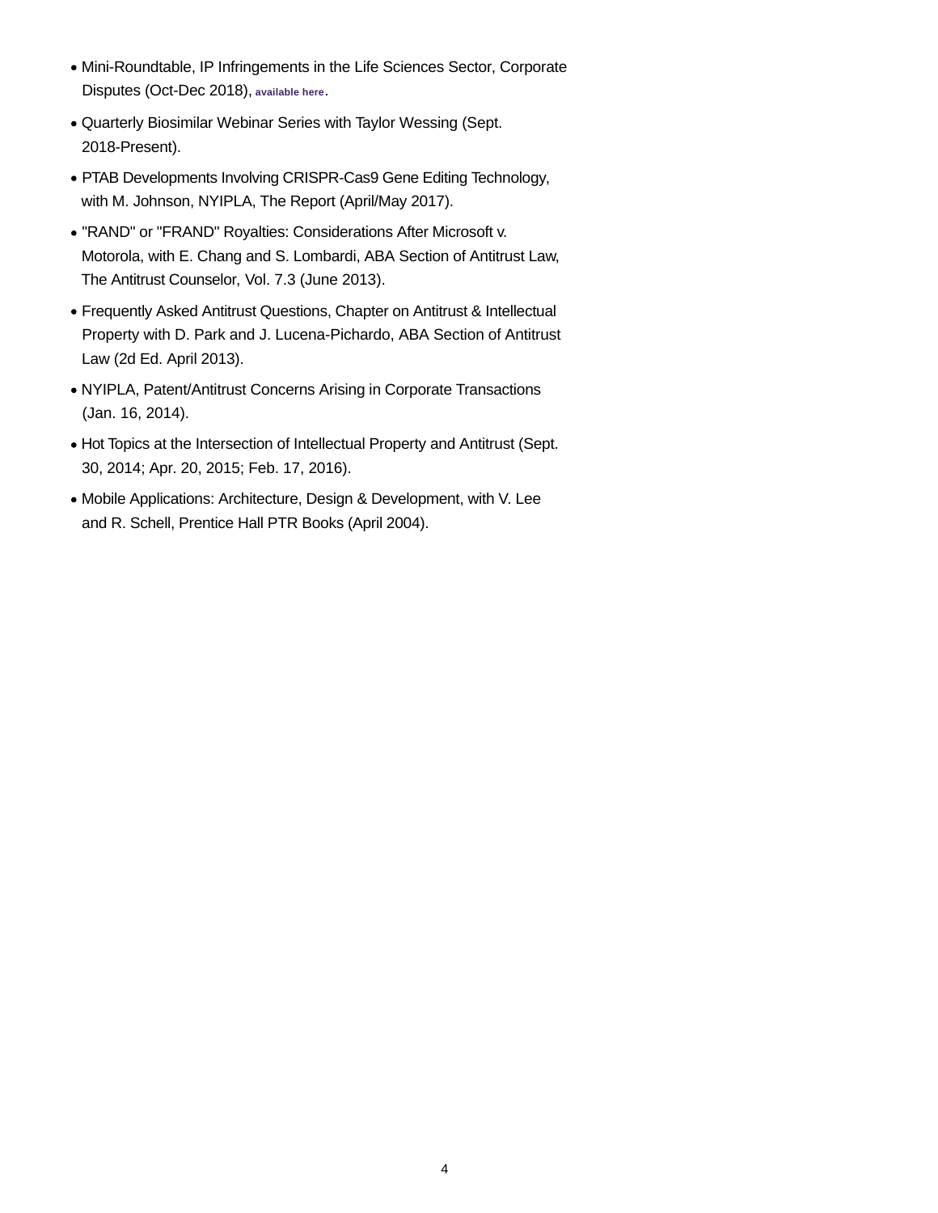- Mini-Roundtable, IP Infringements in the Life Sciences Sector, Corporate Disputes (Oct-Dec 2018), available here.
- Quarterly Biosimilar Webinar Series with Taylor Wessing (Sept. 2018-Present).
- PTAB Developments Involving CRISPR-Cas9 Gene Editing Technology, with M. Johnson, NYIPLA, The Report (April/May 2017).
- "RAND" or "FRAND" Royalties: Considerations After Microsoft v. Motorola, with E. Chang and S. Lombardi, ABA Section of Antitrust Law, The Antitrust Counselor, Vol. 7.3 (June 2013).
- Frequently Asked Antitrust Questions, Chapter on Antitrust & Intellectual Property with D. Park and J. Lucena-Pichardo, ABA Section of Antitrust Law (2d Ed. April 2013).
- NYIPLA, Patent/Antitrust Concerns Arising in Corporate Transactions (Jan. 16, 2014).
- Hot Topics at the Intersection of Intellectual Property and Antitrust (Sept. 30, 2014; Apr. 20, 2015; Feb. 17, 2016).
- Mobile Applications: Architecture, Design & Development, with V. Lee and R. Schell, Prentice Hall PTR Books (April 2004).